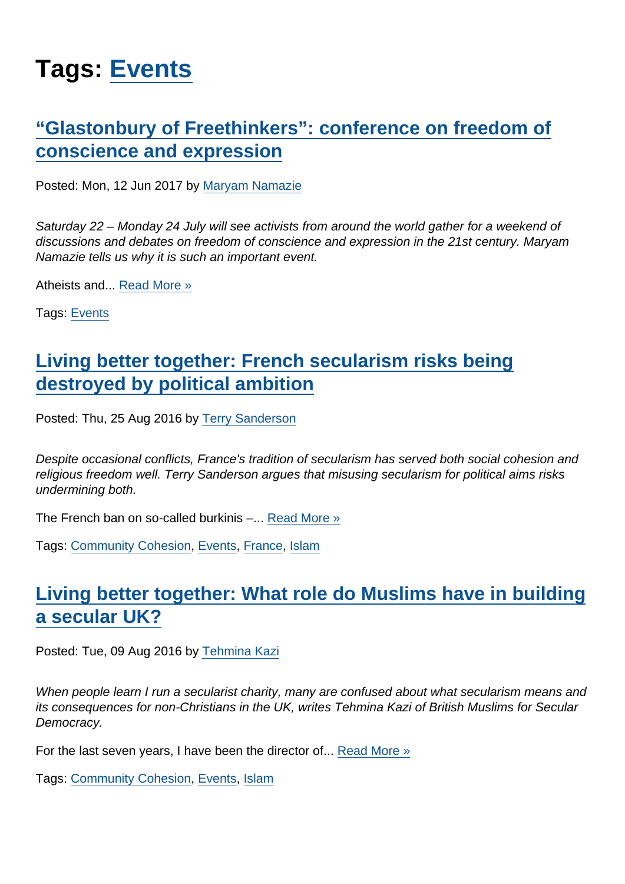# Tags: Events

## “Glastonbury of Freethinkers”: conference on freedom of conscience and expression

Posted: Mon, 12 Jun 2017 by Maryam Namazie

*Saturday 22 – Monday 24 July will see activists from around the world gather for a weekend of discussions and debates on freedom of conscience and expression in the 21st century. Maryam Namazie tells us why it is such an important event.*

Atheists and... Read More »

Tags: Events

## Living better together: French secularism risks being destroyed by political ambition

Posted: Thu, 25 Aug 2016 by Terry Sanderson

*Despite occasional conflicts, France's tradition of secularism has served both social cohesion and religious freedom well. Terry Sanderson argues that misusing secularism for political aims risks undermining both.*

The French ban on so-called burkinis –... Read More »

Tags: Community Cohesion, Events, France, Islam

## Living better together: What role do Muslims have in building a secular UK?

Posted: Tue, 09 Aug 2016 by Tehmina Kazi

*When people learn I run a secularist charity, many are confused about what secularism means and its consequences for non-Christians in the UK, writes Tehmina Kazi of British Muslims for Secular Democracy.*

For the last seven years, I have been the director of... Read More »

Tags: Community Cohesion, Events, Islam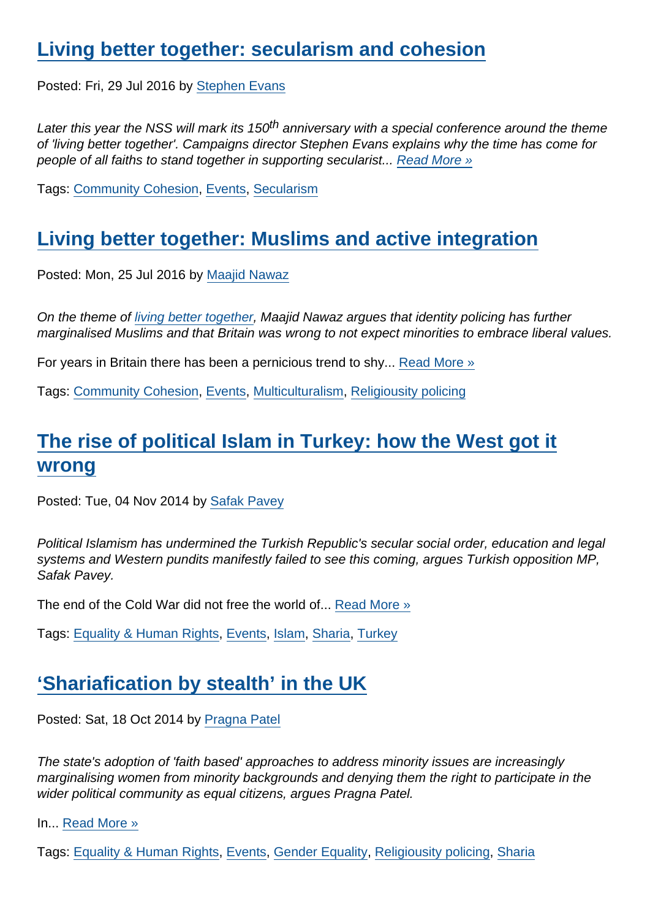## [Living better together: secularism and cohesion]

Posted: Fri, 29 Jul 2016 by [Stephen Evans]

*Later this year the NSS will mark its 150th anniversary with a special conference around the theme of 'living better together'. Campaigns director Stephen Evans explains why the time has come for people of all faiths to stand together in supporting secularist...* [Read More »]

Tags: [Community Cohesion], [Events], [Secularism]

## [Living better together: Muslims and active integration]

Posted: Mon, 25 Jul 2016 by [Maajid Nawaz]

*On the theme of [living better together], Maajid Nawaz argues that identity policing has further marginalised Muslims and that Britain was wrong to not expect minorities to embrace liberal values.*

For years in Britain there has been a pernicious trend to shy... [Read More »]

Tags: [Community Cohesion], [Events], [Multiculturalism], [Religiousity policing]

## [The rise of political Islam in Turkey: how the West got it wrong]

Posted: Tue, 04 Nov 2014 by [Safak Pavey]

*Political Islamism has undermined the Turkish Republic's secular social order, education and legal systems and Western pundits manifestly failed to see this coming, argues Turkish opposition MP, Safak Pavey.*

The end of the Cold War did not free the world of... [Read More »]

Tags: [Equality & Human Rights], [Events], [Islam], [Sharia], [Turkey]

## [‘Shariafication by stealth’ in the UK]

Posted: Sat, 18 Oct 2014 by [Pragna Patel]

*The state's adoption of 'faith based' approaches to address minority issues are increasingly marginalising women from minority backgrounds and denying them the right to participate in the wider political community as equal citizens, argues Pragna Patel.*

In... [Read More »]

Tags: [Equality & Human Rights], [Events], [Gender Equality], [Religiousity policing], [Sharia]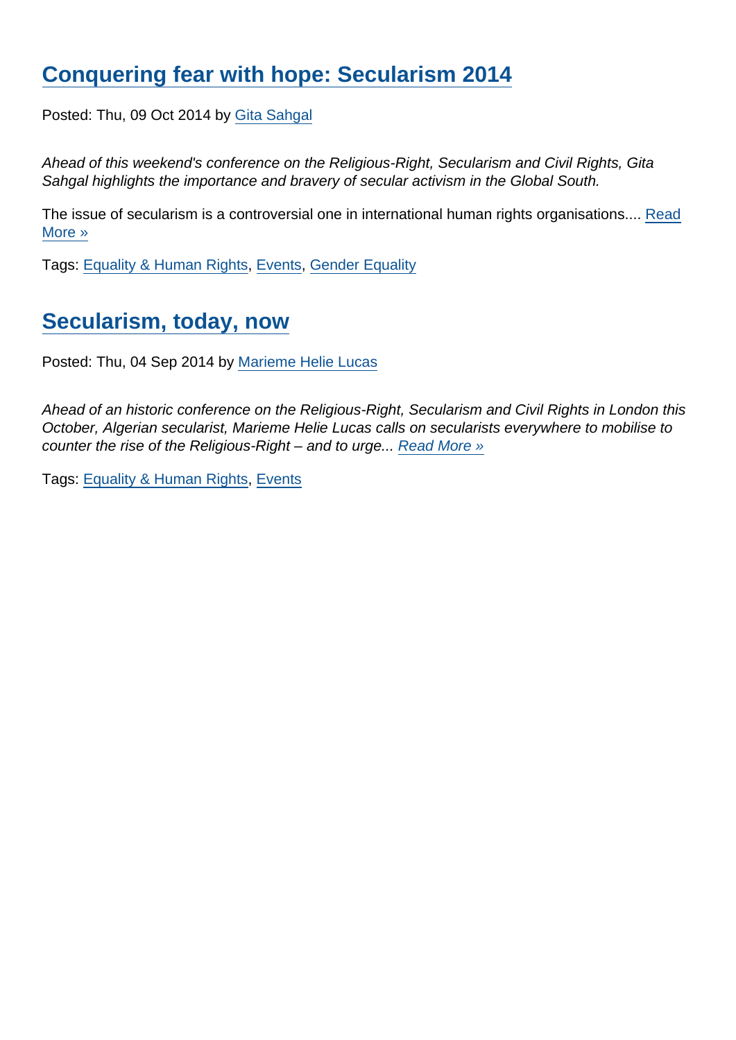## Conquering fear with hope: Secularism 2014

Posted: Thu, 09 Oct 2014 by Gita Sahgal

*Ahead of this weekend's conference on the Religious-Right, Secularism and Civil Rights, Gita Sahgal highlights the importance and bravery of secular activism in the Global South.*

The issue of secularism is a controversial one in international human rights organisations.... Read More »

Tags: Equality & Human Rights, Events, Gender Equality

## Secularism, today, now

Posted: Thu, 04 Sep 2014 by Marieme Helie Lucas

*Ahead of an historic conference on the Religious-Right, Secularism and Civil Rights in London this October, Algerian secularist, Marieme Helie Lucas calls on secularists everywhere to mobilise to counter the rise of the Religious-Right – and to urge...* Read More »

Tags: Equality & Human Rights, Events